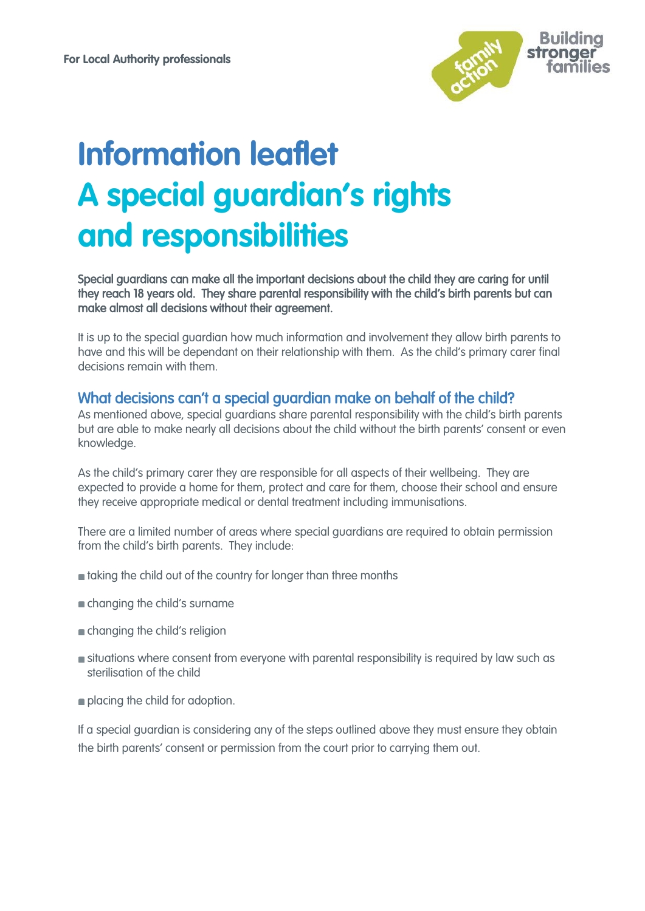For Local Authority professionals

Building stronger families

# Information leaflet
# A special guardian's rights and responsibilities

**Special guardians can make all the important decisions about the child they are caring for until they reach 18 years old. They share parental responsibility with the child's birth parents but can make almost all decisions without their agreement.**

It is up to the special guardian how much information and involvement they allow birth parents to have and this will be dependant on their relationship with them. As the child's primary carer final decisions remain with them.

## What decisions can't a special guardian make on behalf of the child?

As mentioned above, special guardians share parental responsibility with the child's birth parents but are able to make nearly all decisions about the child without the birth parents' consent or even knowledge.

As the child's primary carer they are responsible for all aspects of their wellbeing. They are expected to provide a home for them, protect and care for them, choose their school and ensure they receive appropriate medical or dental treatment including immunisations.

There are a limited number of areas where special guardians are required to obtain permission from the child's birth parents. They include:

- taking the child out of the country for longer than three months
- changing the child's surname
- changing the child's religion
- situations where consent from everyone with parental responsibility is required by law such as sterilisation of the child
- placing the child for adoption.

If a special guardian is considering any of the steps outlined above they must ensure they obtain the birth parents' consent or permission from the court prior to carrying them out.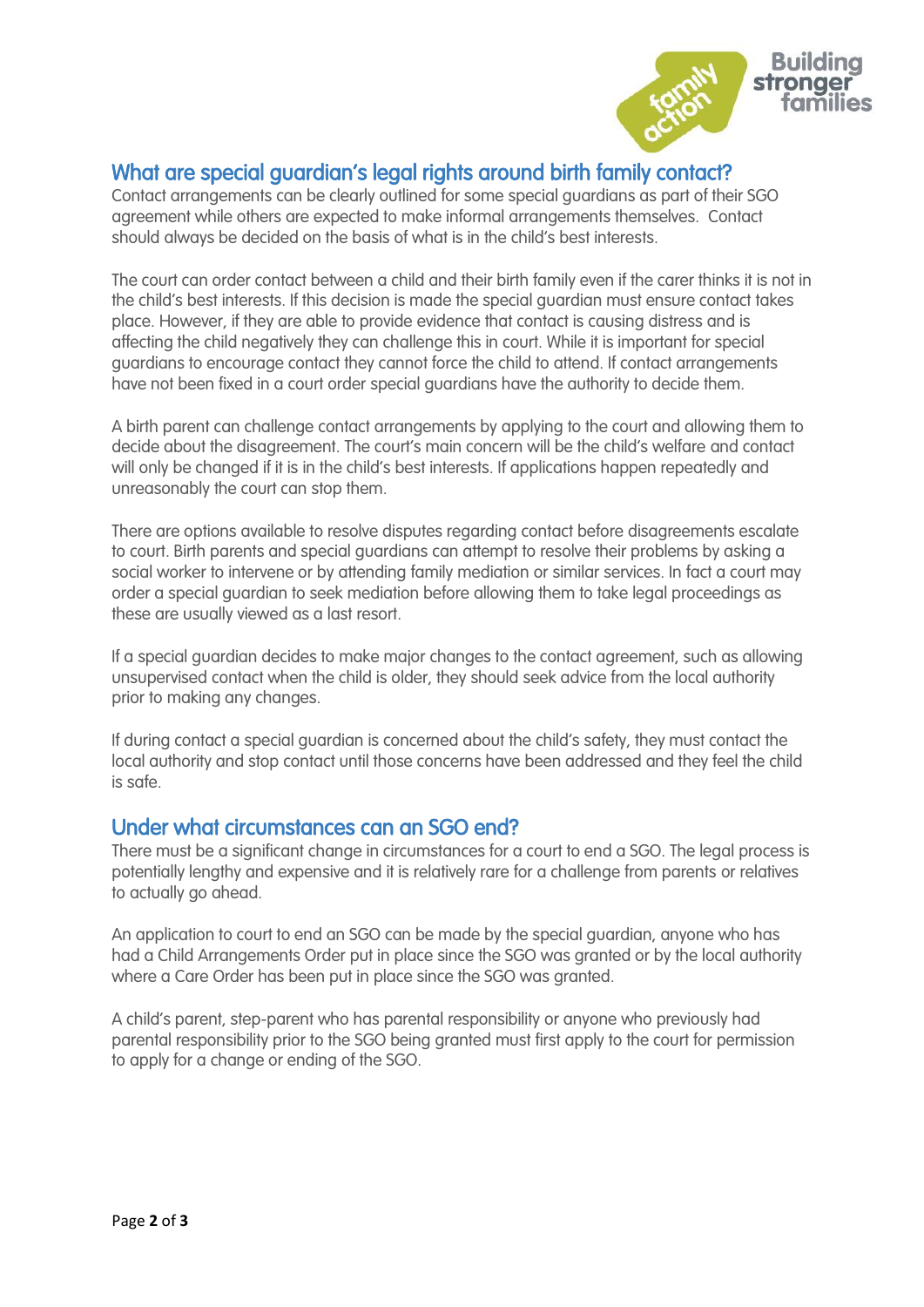## What are special guardian's legal rights around birth family contact?

Contact arrangements can be clearly outlined for some special guardians as part of their SGO agreement while others are expected to make informal arrangements themselves. Contact should always be decided on the basis of what is in the child's best interests.

The court can order contact between a child and their birth family even if the carer thinks it is not in the child's best interests. If this decision is made the special guardian must ensure contact takes place. However, if they are able to provide evidence that contact is causing distress and is affecting the child negatively they can challenge this in court. While it is important for special guardians to encourage contact they cannot force the child to attend. If contact arrangements have not been fixed in a court order special guardians have the authority to decide them.

A birth parent can challenge contact arrangements by applying to the court and allowing them to decide about the disagreement. The court's main concern will be the child's welfare and contact will only be changed if it is in the child's best interests. If applications happen repeatedly and unreasonably the court can stop them.

There are options available to resolve disputes regarding contact before disagreements escalate to court. Birth parents and special guardians can attempt to resolve their problems by asking a social worker to intervene or by attending family mediation or similar services. In fact a court may order a special guardian to seek mediation before allowing them to take legal proceedings as these are usually viewed as a last resort.

If a special guardian decides to make major changes to the contact agreement, such as allowing unsupervised contact when the child is older, they should seek advice from the local authority prior to making any changes.

If during contact a special guardian is concerned about the child's safety, they must contact the local authority and stop contact until those concerns have been addressed and they feel the child is safe.

## Under what circumstances can an SGO end?

There must be a significant change in circumstances for a court to end a SGO. The legal process is potentially lengthy and expensive and it is relatively rare for a challenge from parents or relatives to actually go ahead.

An application to court to end an SGO can be made by the special guardian, anyone who has had a Child Arrangements Order put in place since the SGO was granted or by the local authority where a Care Order has been put in place since the SGO was granted.

A child's parent, step-parent who has parental responsibility or anyone who previously had parental responsibility prior to the SGO being granted must first apply to the court for permission to apply for a change or ending of the SGO.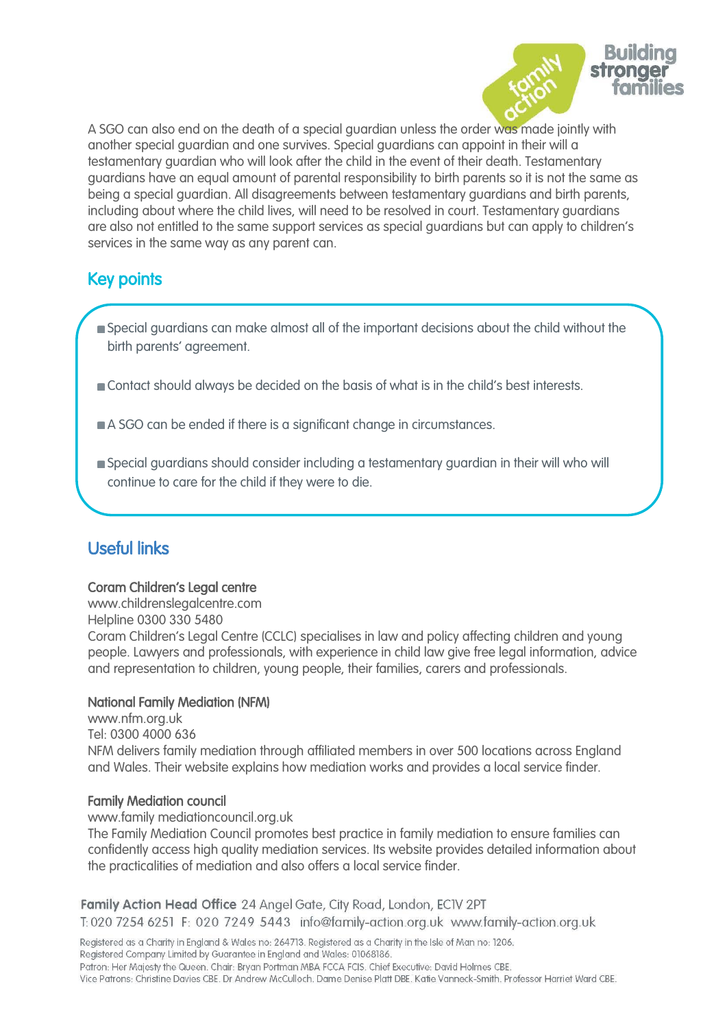A SGO can also end on the death of a special guardian unless the order was made jointly with another special guardian and one survives. Special guardians can appoint in their will a testamentary guardian who will look after the child in the event of their death. Testamentary guardians have an equal amount of parental responsibility to birth parents so it is not the same as being a special guardian. All disagreements between testamentary guardians and birth parents, including about where the child lives, will need to be resolved in court. Testamentary guardians are also not entitled to the same support services as special guardians but can apply to children's services in the same way as any parent can.

## Key points

- Special guardians can make almost all of the important decisions about the child without the birth parents' agreement.
- Contact should always be decided on the basis of what is in the child's best interests.
- A SGO can be ended if there is a significant change in circumstances.
- Special guardians should consider including a testamentary guardian in their will who will continue to care for the child if they were to die.

## Useful links

**Coram Children's Legal centre**
www.childrenslegalcentre.com
Helpline 0300 330 5480
Coram Children's Legal Centre (CCLC) specialises in law and policy affecting children and young people. Lawyers and professionals, with experience in child law give free legal information, advice and representation to children, young people, their families, carers and professionals.

**National Family Mediation (NFM)**
www.nfm.org.uk
Tel: 0300 4000 636
NFM delivers family mediation through affiliated members in over 500 locations across England and Wales. Their website explains how mediation works and provides a local service finder.

**Family Mediation council**
www.family mediationcouncil.org.uk
The Family Mediation Council promotes best practice in family mediation to ensure families can confidently access high quality mediation services. Its website provides detailed information about the practicalities of mediation and also offers a local service finder.

**Family Action Head Office** 24 Angel Gate, City Road, London, EC1V 2PT
T: 020 7254 6251 F: 020 7249 5443 info@family-action.org.uk www.family-action.org.uk

Registered as a Charity in England & Wales no: 264713. Registered as a Charity in the Isle of Man no: 1206.
Registered Company Limited by Guarantee in England and Wales: 01068186.
Patron: Her Majesty the Queen. Chair: Bryan Portman MBA FCCA FCIS. Chief Executive: David Holmes CBE.
Vice Patrons: Christine Davies CBE. Dr Andrew McCulloch. Dame Denise Platt DBE. Katie Vanneck-Smith. Professor Harriet Ward CBE.